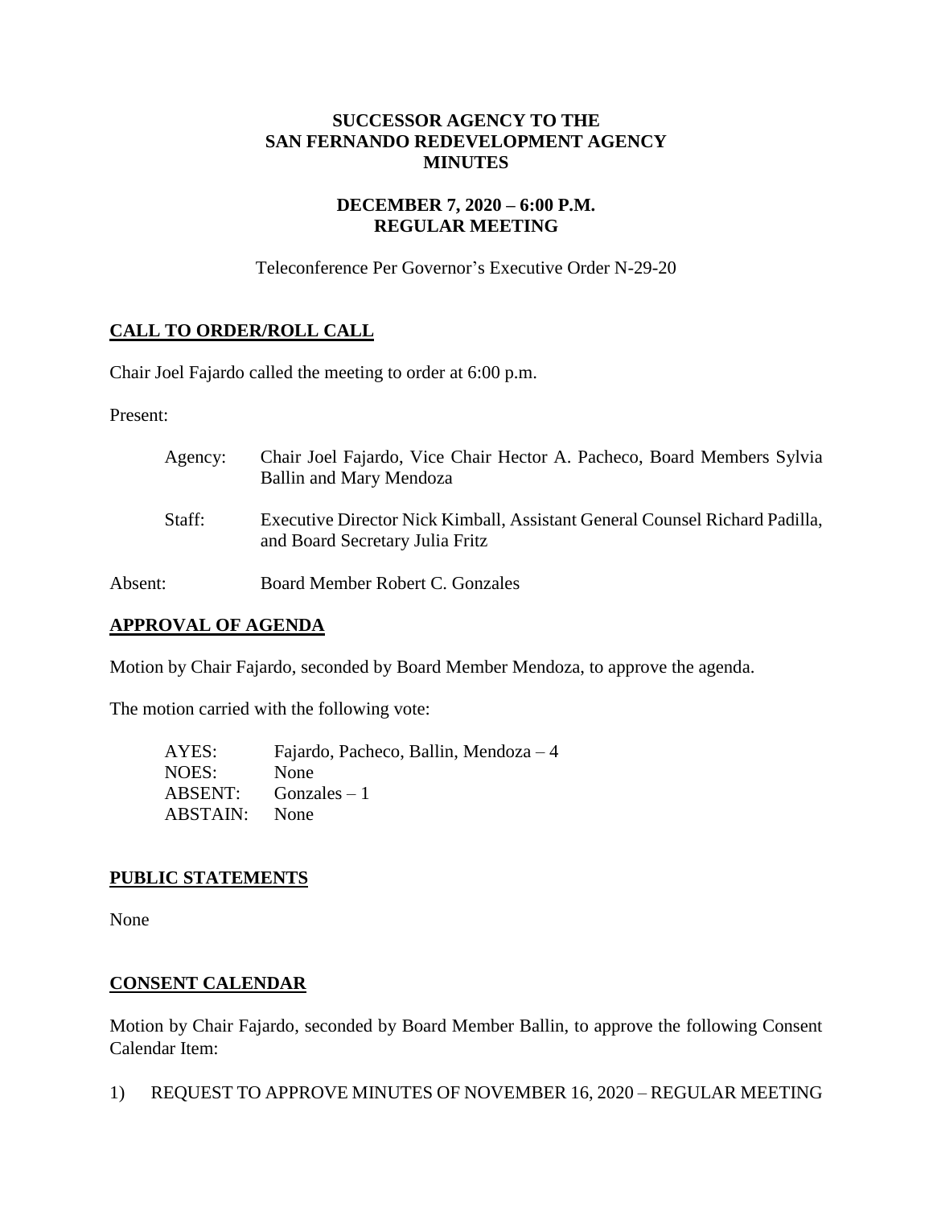**SUCCESSOR AGENCY TO THE**
**SAN FERNANDO REDEVELOPMENT AGENCY**
**MINUTES**

**DECEMBER 7, 2020 – 6:00 P.M.**
**REGULAR MEETING**

Teleconference Per Governor's Executive Order N-29-20

## CALL TO ORDER/ROLL CALL

Chair Joel Fajardo called the meeting to order at 6:00 p.m.

Present:

Agency: Chair Joel Fajardo, Vice Chair Hector A. Pacheco, Board Members Sylvia Ballin and Mary Mendoza

Staff: Executive Director Nick Kimball, Assistant General Counsel Richard Padilla, and Board Secretary Julia Fritz

Absent: Board Member Robert C. Gonzales

## APPROVAL OF AGENDA

Motion by Chair Fajardo, seconded by Board Member Mendoza, to approve the agenda.

The motion carried with the following vote:

AYES: Fajardo, Pacheco, Ballin, Mendoza – 4
NOES: None
ABSENT: Gonzales – 1
ABSTAIN: None

## PUBLIC STATEMENTS

None

## CONSENT CALENDAR

Motion by Chair Fajardo, seconded by Board Member Ballin, to approve the following Consent Calendar Item:

1) REQUEST TO APPROVE MINUTES OF NOVEMBER 16, 2020 – REGULAR MEETING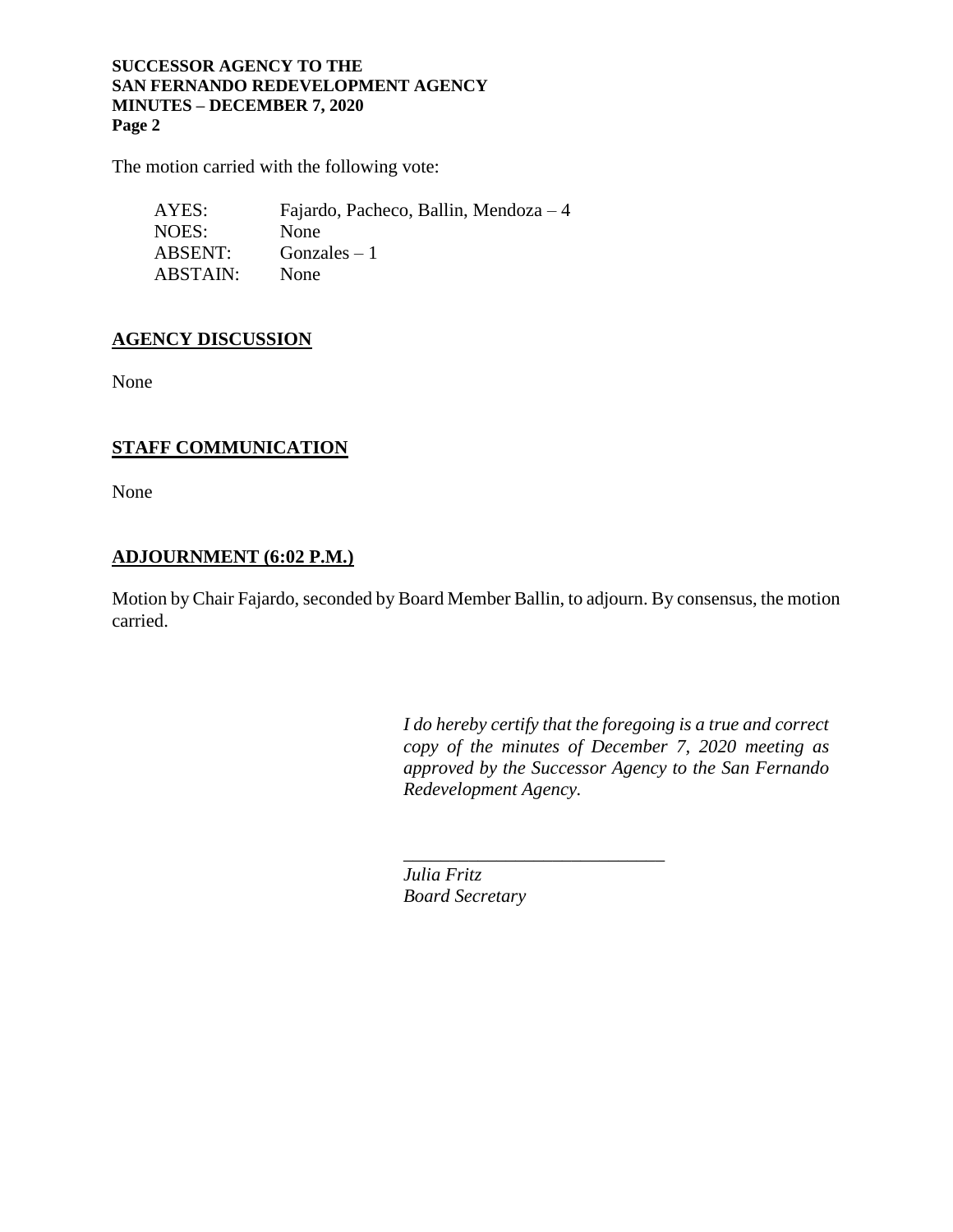The motion carried with the following vote:

| | |
|---|---|
| AYES: | Fajardo, Pacheco, Ballin, Mendoza – 4 |
| NOES: | None |
| ABSENT: | Gonzales – 1 |
| ABSTAIN: | None |

## AGENCY DISCUSSION

None

## STAFF COMMUNICATION

None

## ADJOURNMENT (6:02 P.M.)

Motion by Chair Fajardo, seconded by Board Member Ballin, to adjourn. By consensus, the motion carried.

*I do hereby certify that the foregoing is a true and correct copy of the minutes of December 7, 2020 meeting as approved by the Successor Agency to the San Fernando Redevelopment Agency.*

\_\_\_\_\_\_\_\_\_\_\_\_\_\_\_\_\_\_\_\_\_\_\_\_\_\_\_\_

*Julia Fritz*
*Board Secretary*